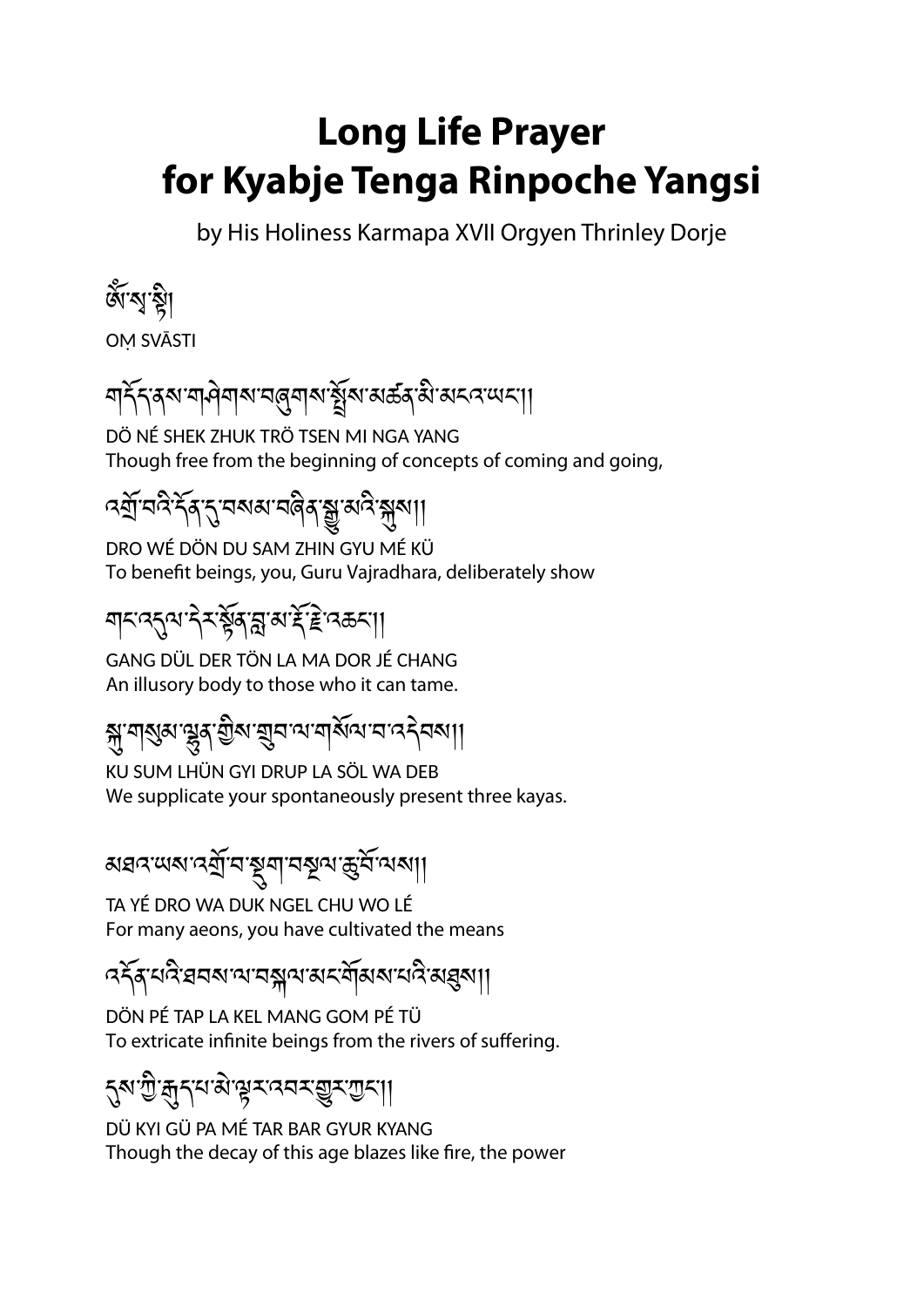# Long Life Prayer for Kyabje Tenga Rinpoche Yangsi

by His Holiness Karmapa XVII Orgyen Thrinley Dorje

ཨོཾ་སྭ་སྟི།

OṂ SVĀSTI

གདོད་ནས་གཤེགས་བཞུགས་སྤྲོས་མཚན་མི་མངའ་ཡང་།།

DÖ NÉ SHEK ZHUK TRÖ TSEN MI NGA YANG
Though free from the beginning of concepts of coming and going,

འགྲོ་བའི་དོན་དུ་བསམ་བཞིན་སྒྱུ་མའི་སྐུས།།

DRO WÉ DÖN DU SAM ZHIN GYU MÉ KÜ
To benefit beings, you, Guru Vajradhara, deliberately show

གང་འདུལ་དེར་སྟོན་བླ་མ་རྡོ་རྗེ་འཆང་།།

GANG DÜL DER TÖN LA MA DOR JÉ CHANG
An illusory body to those who it can tame.

སྐུ་གསུམ་ལྷུན་གྱིས་གྲུབ་ལ་གསོལ་བ་འདེབས།།

KU SUM LHÜN GYI DRUP LA SÖL WA DEB
We supplicate your spontaneously present three kayas.

མཐའ་ཡས་འགྲོ་བ་སྡུག་བསྔལ་ཆུ་བོ་ལས།།

TA YÉ DRO WA DUK NGEL CHU WO LÉ
For many aeons, you have cultivated the means

འདོན་པའི་ཐབས་ལ་བསྐལ་མང་གོམས་པའི་མཐུས།།

DÖN PÉ TAP LA KEL MANG GOM PÉ TÜ
To extricate infinite beings from the rivers of suffering.

དུས་ཀྱི་རྒུད་པ་མེ་ལྟར་འབར་གྱུར་ཀྱང་།།

DÜ KYI GÜ PA MÉ TAR BAR GYUR KYANG
Though the decay of this age blazes like fire, the power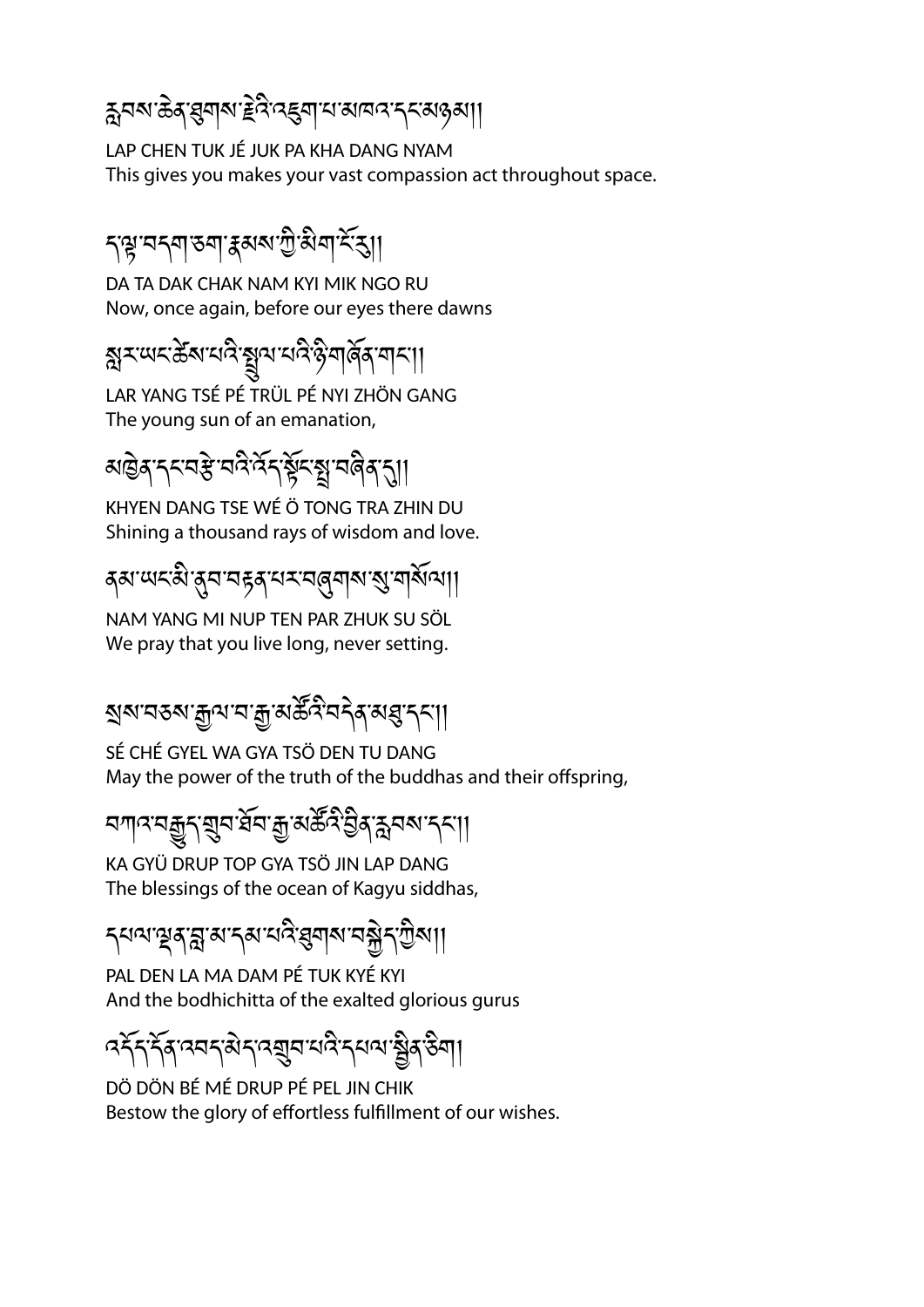རླབས་ཆེན་ཐུགས་རྗེའི་འཇུག་པ་མཁའ་དང་མཉམ།།

LAP CHEN TUK JÉ JUK PA KHA DANG NYAM
This gives you makes your vast compassion act throughout space.

ད་ལྟ་བདག་ཅག་རྣམས་ཀྱི་མིག་ངོར་རུ།།

DA TA DAK CHAK NAM KYI MIK NGO RU
Now, once again, before our eyes there dawns

སླར་ཡང་ཚེས་པའི་སྤྲུལ་པའི་ཉི་གཞོན་གང་།།

LAR YANG TSÉ PÉ TRÜL PÉ NYI ZHÖN GANG
The young sun of an emanation,

མཁྱེན་དང་བརྩེ་བའི་འོད་སྟོང་སྤྲ་བཞིན་དུ།།

KHYEN DANG TSE WÉ Ö TONG TRA ZHIN DU
Shining a thousand rays of wisdom and love.

ནམ་ཡང་མི་ནུབ་བརྟན་པར་བཞུགས་སུ་གསོལ།།

NAM YANG MI NUP TEN PAR ZHUK SU SÖL
We pray that you live long, never setting.

སྲས་བཅས་རྒྱལ་བ་རྒྱ་མཚོའི་བདེན་མཐུ་དང་།།

SÉ CHÉ GYEL WA GYA TSÖ DEN TU DANG
May the power of the truth of the buddhas and their offspring,

བཀའ་བརྒྱུད་གྲུབ་ཐོབ་རྒྱ་མཚོའི་བྱིན་རླབས་དང་།།

KA GYÜ DRUP TOP GYA TSÖ JIN LAP DANG
The blessings of the ocean of Kagyu siddhas,

དཔལ་ལྡན་བླ་མ་དམ་པའི་ཐུགས་བསྐྱེད་ཀྱིས།།

PAL DEN LA MA DAM PÉ TUK KYÉ KYI
And the bodhichitta of the exalted glorious gurus

འདོད་དོན་འབད་མེད་འགྲུབ་པའི་དཔལ་སྦྱིན་ཅིག།

DÖ DÖN BÉ MÉ DRUP PÉ PEL JIN CHIK
Bestow the glory of effortless fulfillment of our wishes.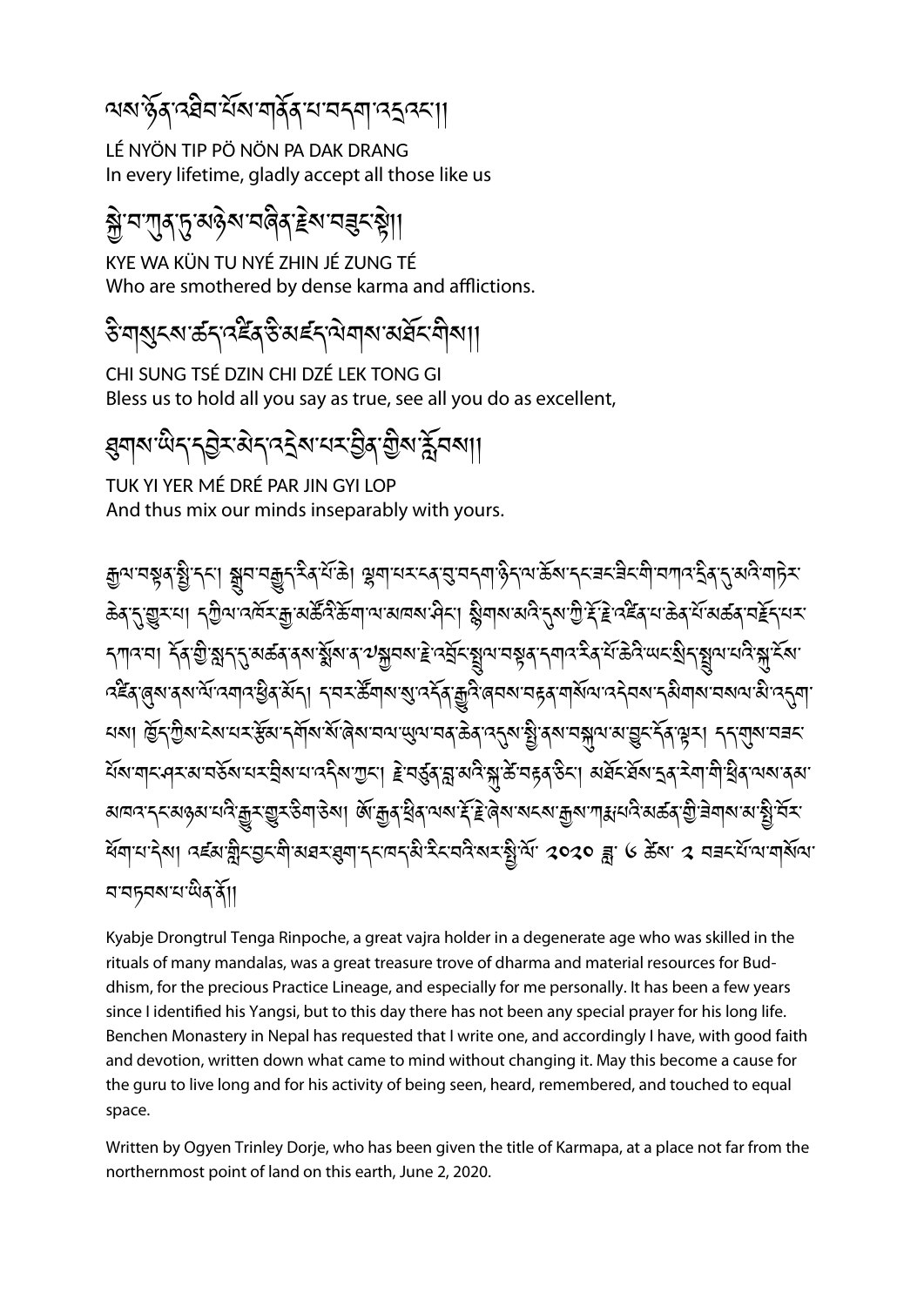ལས་ཉོན་འཐིབ་པོས་གནོན་པ་བདག་འདྲ་རྣམས།།

LÉ NYÖN TIP PÖ NÖN PA DAK DRANG
In every lifetime, gladly accept all those like us

སྐྱེ་བ་ཀུན་ཏུ་མཉེས་བཞིན་རྗེས་བཟུང་སྟེ།།

KYE WA KÜN TU NYÉ ZHIN JÉ ZUNG TÉ
Who are smothered by dense karma and afflictions.

ཅི་གསུངས་ཚད་འཛིན་ཅི་མཛད་ལེགས་མཐོང་གིས།།

CHI SUNG TSÉ DZIN CHI DZÉ LEK TONG GI
Bless us to hold all you say as true, see all you do as excellent,

ཐུགས་ཡིད་དབྱེར་མེད་འདྲེས་པར་བྱིན་གྱིས་རློབས།།

TUK YI YER MÉ DRÉ PAR JIN GYI LOP
And thus mix our minds inseparably with yours.

རྒྱལ་བསྟན་སྤྱི་དང་། སྒྲུབ་བརྒྱུད་རིན་པོ་ཆེ། ལྷག་པར་དེང་སང་བདག་ཉིད་ལ་ཆོས་དང་ཟང་ཟིང་གི་བཀའ་དྲིན་དུ་མའི་གཏེར་ཆེན་དུ་གྱུར་པ། དཀྱིལ་འཁོར་རྒྱ་མཚོའི་ཆོ་ག་ལ་མཁས་ཤིང་། སྙིགས་མའི་དུས་ཀྱི་རྡོ་རྗེ་འཛིན་པ་ཆེན་པོ་མཚན་བརྗོད་པར་དཀའ་བ། དོན་གྱི་སྐད་དུ་མཚན་ནས་སྨོས་ན་ཡ་སྐྱབས་རྗེ་འབྲོང་སྤྲུལ་བསྟན་དགའ་རིན་པོ་ཆེའི་ཡང་སྲིད་སྤྲུལ་པའི་སྐུ་ངོས་འཛིན་ཞུས་ནས་ལོ་འགའ་ཕྱིན་མོད། དབར་ཆོགས་སུ་འདོན་རྒྱུའི་ཞབས་བརྟན་གསོལ་འདེབས་དམིགས་བསལ་མི་འདུག་པས། བལ་ཡུལ་དཔལ་ཆེན་དགོན་པ་ནས་ཞུ་བ་ཕུལ་བ་ལྟར། དེ་ལྟར་ཡིད་ལ་ཤར་བ་ཁ་བསྒྱུར་མ་བྱས་པར་དད་གུས་བཟང་པོས་བྲིས་པ་འདིས་ཀྱང་། རྗེ་བཙུན་བླ་མའི་སྐུ་ཚེ་བརྟན་ཅིང་། མཐོང་ཐོས་དྲན་རེག་གི་ཕྲིན་ལས་ནམ་མཁའ་དང་མཉམ་པའི་རྒྱུར་གྱུར་ཅིག་ཅེས། ཨོ་རྒྱན་ཕྲིན་ལས་རྡོ་རྗེ་ཞེས་སངས་རྒྱས་ཀརྨ་པའི་མཚན་གྱི་ཐེབས་མ་སྤྱི་བོར་ཐོག་པ་དེས། འཛམ་གླིང་བྱང་གི་མཐར་ཐུག་དང་ཁད་མི་རིང་བའི་ས་ཕྱོགས་སུ་སྤྱི་ལོ་ ༢༠༢༠ ཟླ་ ༦ ཚེས་ ༢ བཟང་པོ་ལ་གསོལ་བ་བཏབ་པ་ཡིན་ནོ།།

Kyabje Drongtrul Tenga Rinpoche, a great vajra holder in a degenerate age who was skilled in the rituals of many mandalas, was a great treasure trove of dharma and material resources for Buddhism, for the precious Practice Lineage, and especially for me personally. It has been a few years since I identified his Yangsi, but to this day there has not been any special prayer for his long life. Benchen Monastery in Nepal has requested that I write one, and accordingly I have, with good faith and devotion, written down what came to mind without changing it. May this become a cause for the guru to live long and for his activity of being seen, heard, remembered, and touched to equal space.

Written by Ogyen Trinley Dorje, who has been given the title of Karmapa, at a place not far from the northernmost point of land on this earth, June 2, 2020.